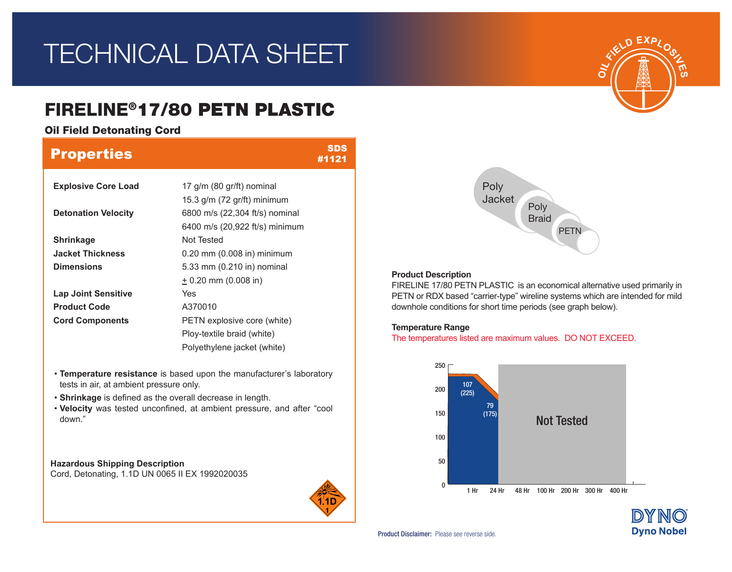# TECHNICAL DATA SHEET

## FIRELINE® 17/80 PETN PLASTIC

**Oil Field Detonating Cord**

### Properties

SDS #1121

| | |
|---|---|
| **Explosive Core Load** | 17 g/m (80 gr/ft) nominal<br>15.3 g/m (72 gr/ft) minimum |
| **Detonation Velocity** | 6800 m/s (22,304 ft/s) nominal<br>6400 m/s (20,922 ft/s) minimum |
| **Shrinkage** | Not Tested |
| **Jacket Thickness** | 0.20 mm (0.008 in) minimum |
| **Dimensions** | 5.33 mm (0.210 in) nominal<br>± 0.20 mm (0.008 in) |
| **Lap Joint Sensitive** | Yes |
| **Product Code** | A370010 |
| **Cord Components** | PETN explosive core (white)<br>Ploy-textile braid (white)<br>Polyethylene jacket (white) |

- **Temperature resistance** is based upon the manufacturer's laboratory tests in air, at ambient pressure only.
- **Shrinkage** is defined as the overall decrease in length.
- **Velocity** was tested unconfined, at ambient pressure, and after "cool down."

**Hazardous Shipping Description**

Cord, Detonating, 1.1D UN 0065 II EX 1992020035

**Product Description**

FIRELINE 17/80 PETN PLASTIC is an economical alternative used primarily in PETN or RDX based "carrier-type" wireline systems which are intended for mild downhole conditions for short time periods (see graph below).

**Temperature Range**

The temperatures listed are maximum values. DO NOT EXCEED.

| Time | Max temperature °C (°F) |
|---|---|
| 1 Hr | 107 (225) |
| 24 Hr | 79 (175) |
| 48 Hr – 400 Hr | Not Tested |

**Product Disclaimer:** Please see reverse side.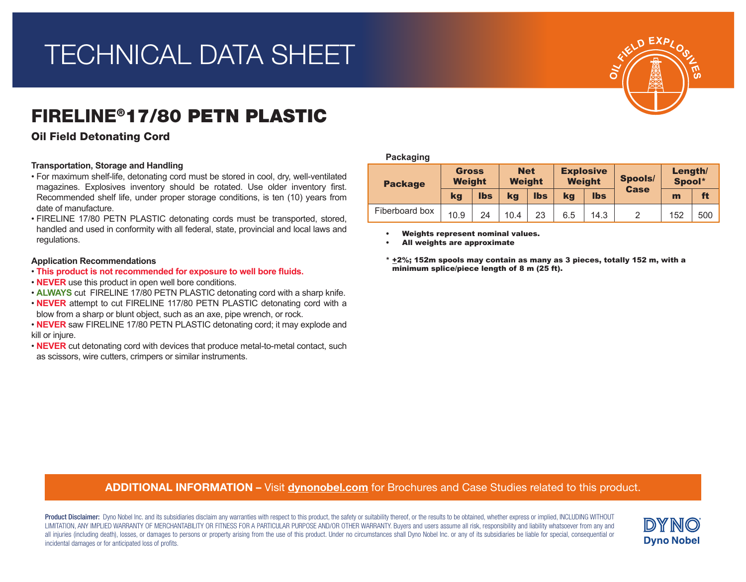# TECHNICAL DATA SHEET

## FIRELINE®17/80 PETN PLASTIC

### Oil Field Detonating Cord

**Transportation, Storage and Handling**

- For maximum shelf-life, detonating cord must be stored in cool, dry, well-ventilated magazines. Explosives inventory should be rotated. Use older inventory first. Recommended shelf life, under proper storage conditions, is ten (10) years from date of manufacture.
- FIRELINE 17/80 PETN PLASTIC detonating cords must be transported, stored, handled and used in conformity with all federal, state, provincial and local laws and regulations.

**Application Recommendations**

- **This product is not recommended for exposure to well bore fluids.**
- **NEVER** use this product in open well bore conditions.
- **ALWAYS** cut FIRELINE 17/80 PETN PLASTIC detonating cord with a sharp knife.
- **NEVER** attempt to cut FIRELINE 117/80 PETN PLASTIC detonating cord with a blow from a sharp or blunt object, such as an axe, pipe wrench, or rock.
- **NEVER** saw FIRELINE 17/80 PETN PLASTIC detonating cord; it may explode and kill or injure.
- **NEVER** cut detonating cord with devices that produce metal-to-metal contact, such as scissors, wire cutters, crimpers or similar instruments.

**Packaging**

| Package | Gross Weight | | Net Weight | | Explosive Weight | | Spools/ Case | Length/ Spool* | |
|---|---|---|---|---|---|---|---|---|---|
| | kg | lbs | kg | lbs | kg | lbs | | m | ft |
| Fiberboard box | 10.9 | 24 | 10.4 | 23 | 6.5 | 14.3 | 2 | 152 | 500 |

- **Weights represent nominal values.**
- **All weights are approximate**

**\* ±2%; 152m spools may contain as many as 3 pieces, totally 152 m, with a minimum splice/piece length of 8 m (25 ft).**

**ADDITIONAL INFORMATION –** Visit **dynonobel.com** for Brochures and Case Studies related to this product.

**Product Disclaimer:** Dyno Nobel Inc. and its subsidiaries disclaim any warranties with respect to this product, the safety or suitability thereof, or the results to be obtained, whether express or implied, INCLUDING WITHOUT LIMITATION, ANY IMPLIED WARRANTY OF MERCHANTABILITY OR FITNESS FOR A PARTICULAR PURPOSE AND/OR OTHER WARRANTY. Buyers and users assume all risk, responsibility and liability whatsoever from any and all injuries (including death), losses, or damages to persons or property arising from the use of this product. Under no circumstances shall Dyno Nobel Inc. or any of its subsidiaries be liable for special, consequential or incidental damages or for anticipated loss of profits.